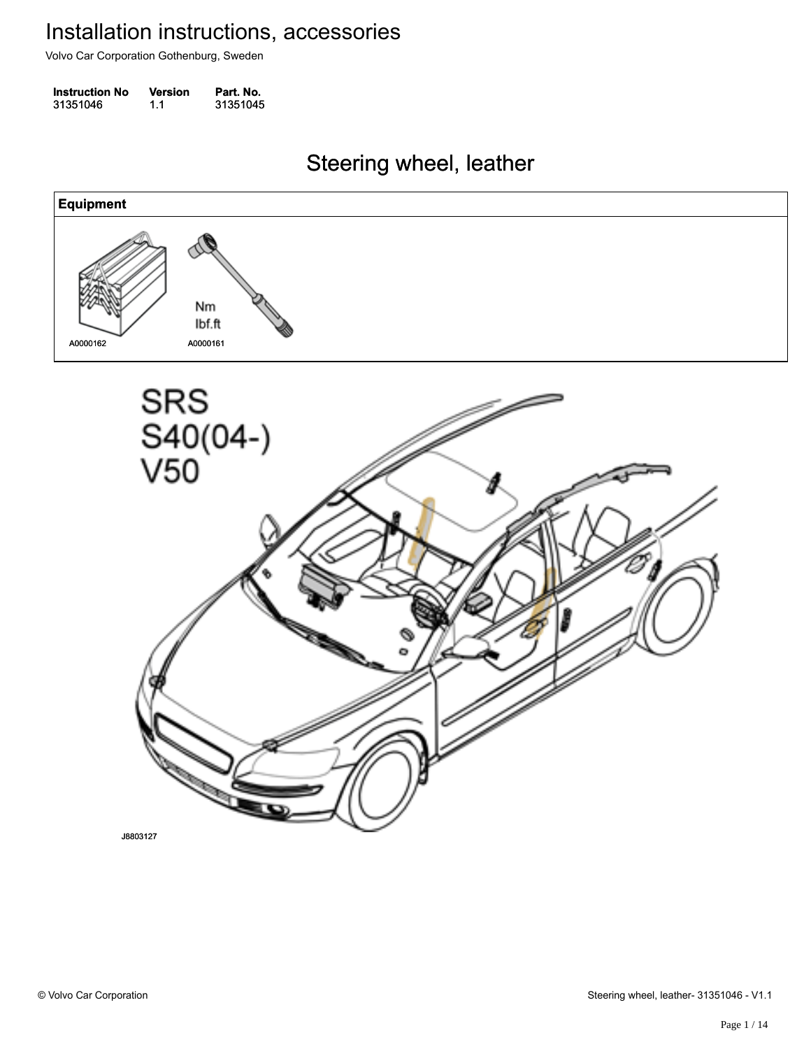# Installation instructions, accessories

Volvo Car Corporation Gothenburg, Sweden

| Instruction No | Version | Part. No. |
|---|---|---|
| 31351046 | 1.1 | 31351045 |

## Steering wheel, leather

| Equipment |
|---|
| A0000162 A0000161 |

SRS
S40(04-)
V50

J8803127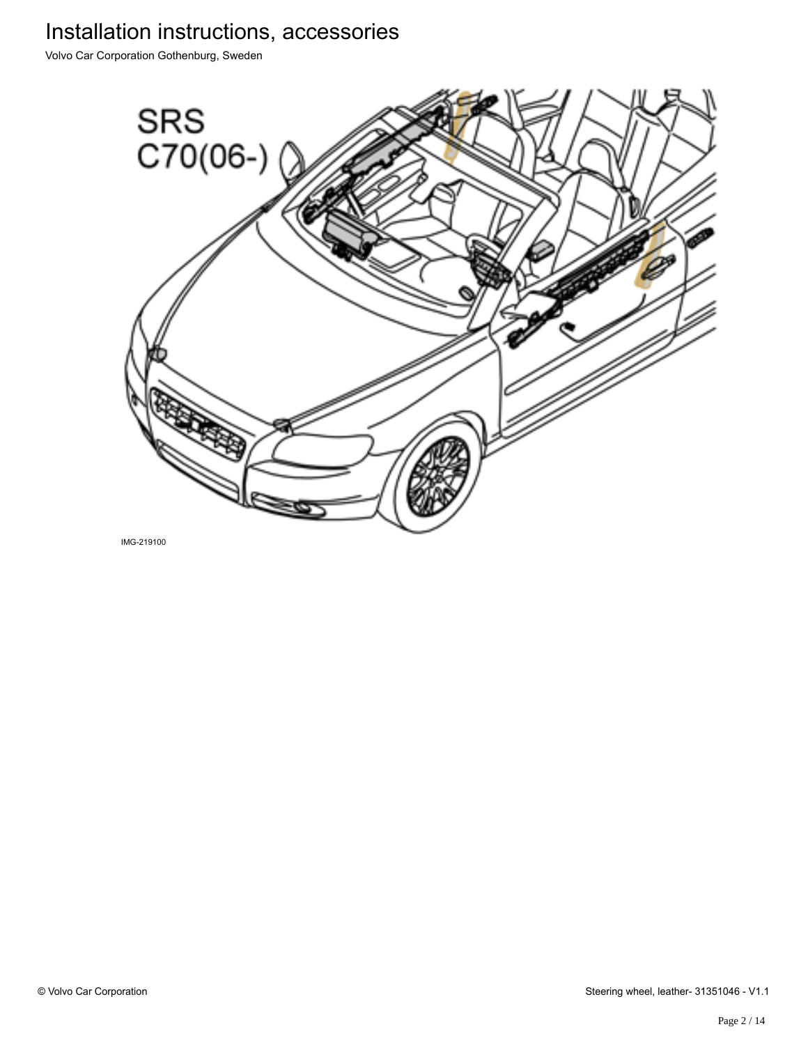SRS
C70(06-)

IMG-219100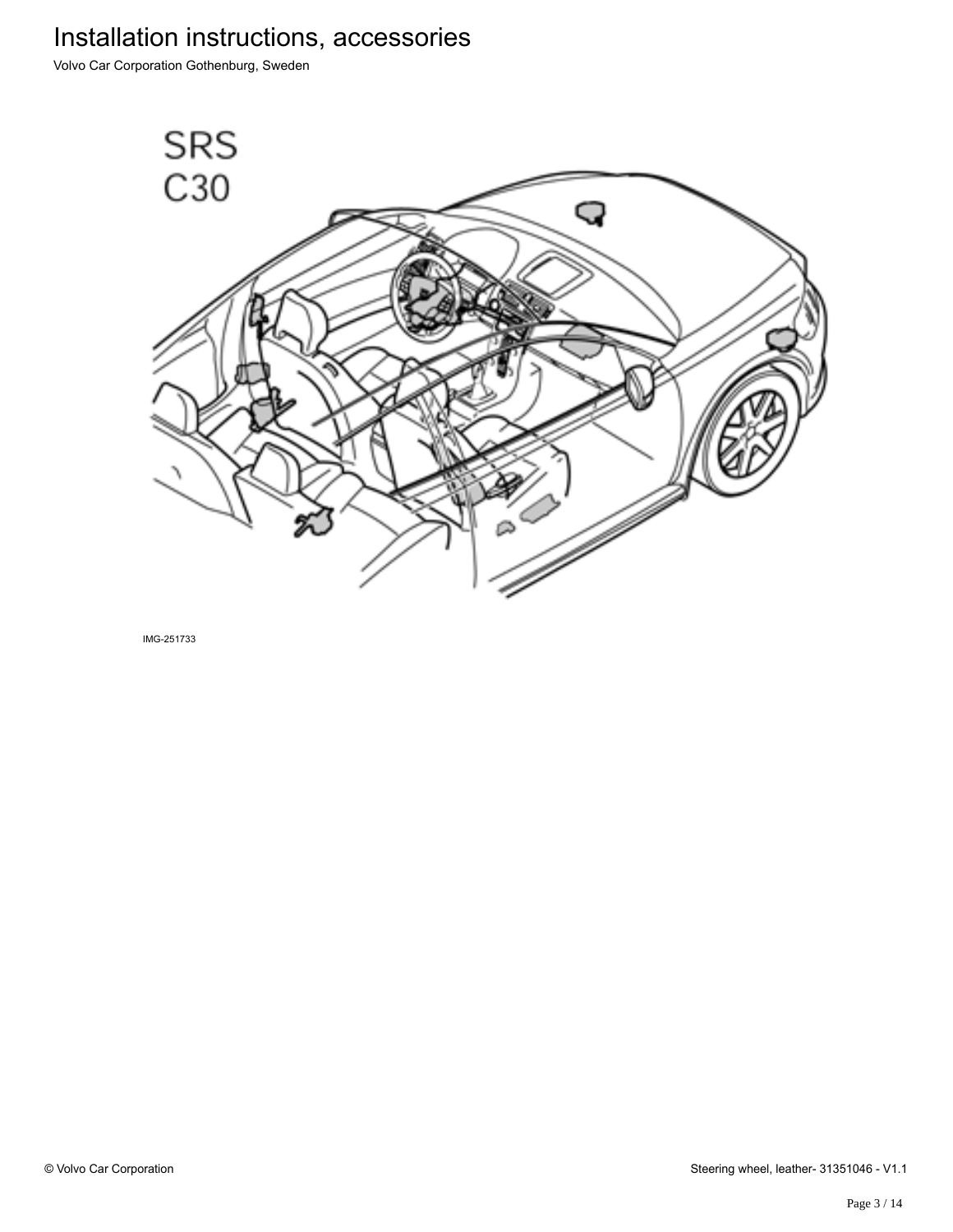SRS
C30

IMG-251733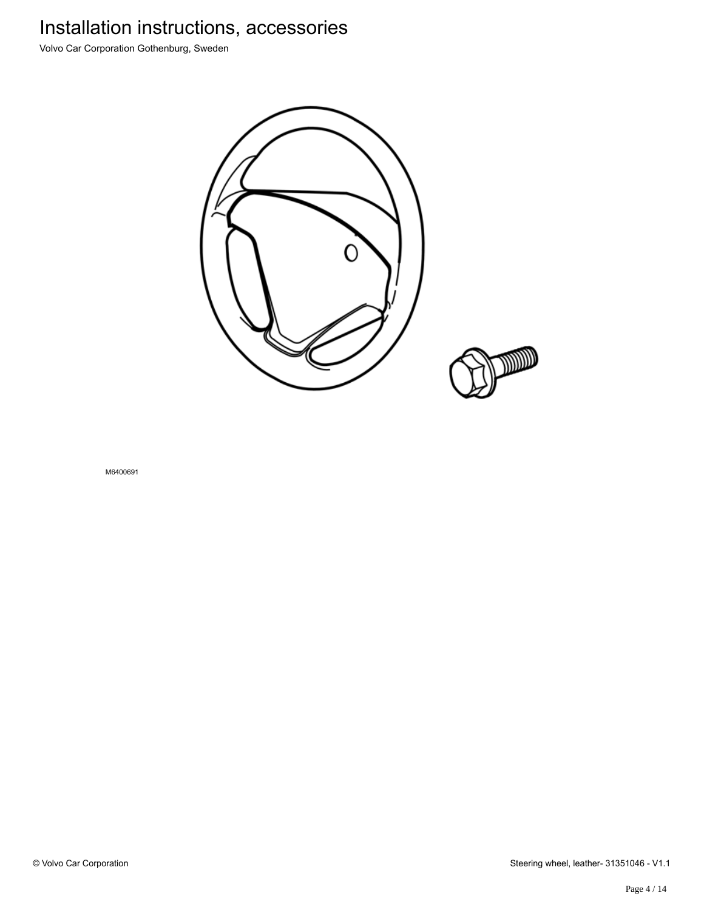M6400691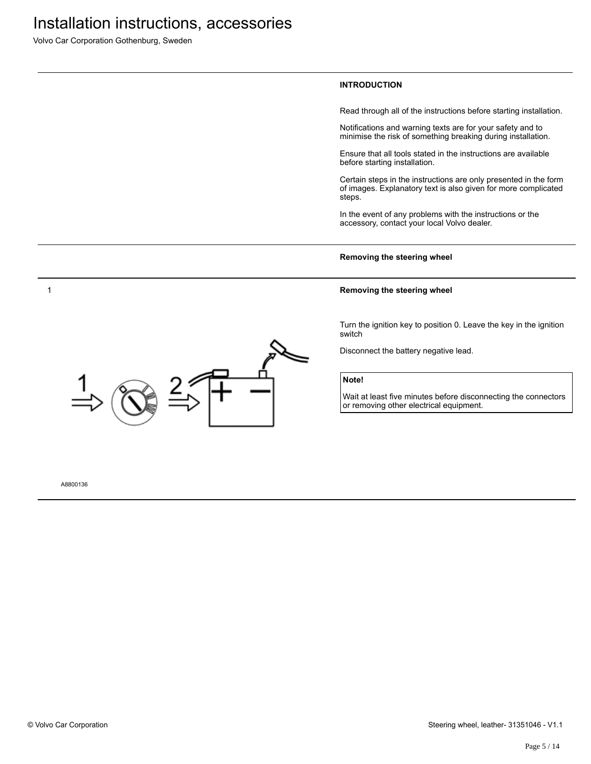# Installation instructions, accessories

Volvo Car Corporation Gothenburg, Sweden

---

**INTRODUCTION**

Read through all of the instructions before starting installation.

Notifications and warning texts are for your safety and to minimise the risk of something breaking during installation.

Ensure that all tools stated in the instructions are available before starting installation.

Certain steps in the instructions are only presented in the form of images. Explanatory text is also given for more complicated steps.

In the event of any problems with the instructions or the accessory, contact your local Volvo dealer.

---

**Removing the steering wheel**

---

1

**Removing the steering wheel**

Turn the ignition key to position 0. Leave the key in the ignition switch

Disconnect the battery negative lead.

> **Note!**
>
> Wait at least five minutes before disconnecting the connectors or removing other electrical equipment.

A8800136

---

© Volvo Car Corporation

Steering wheel, leather- 31351046 - V1.1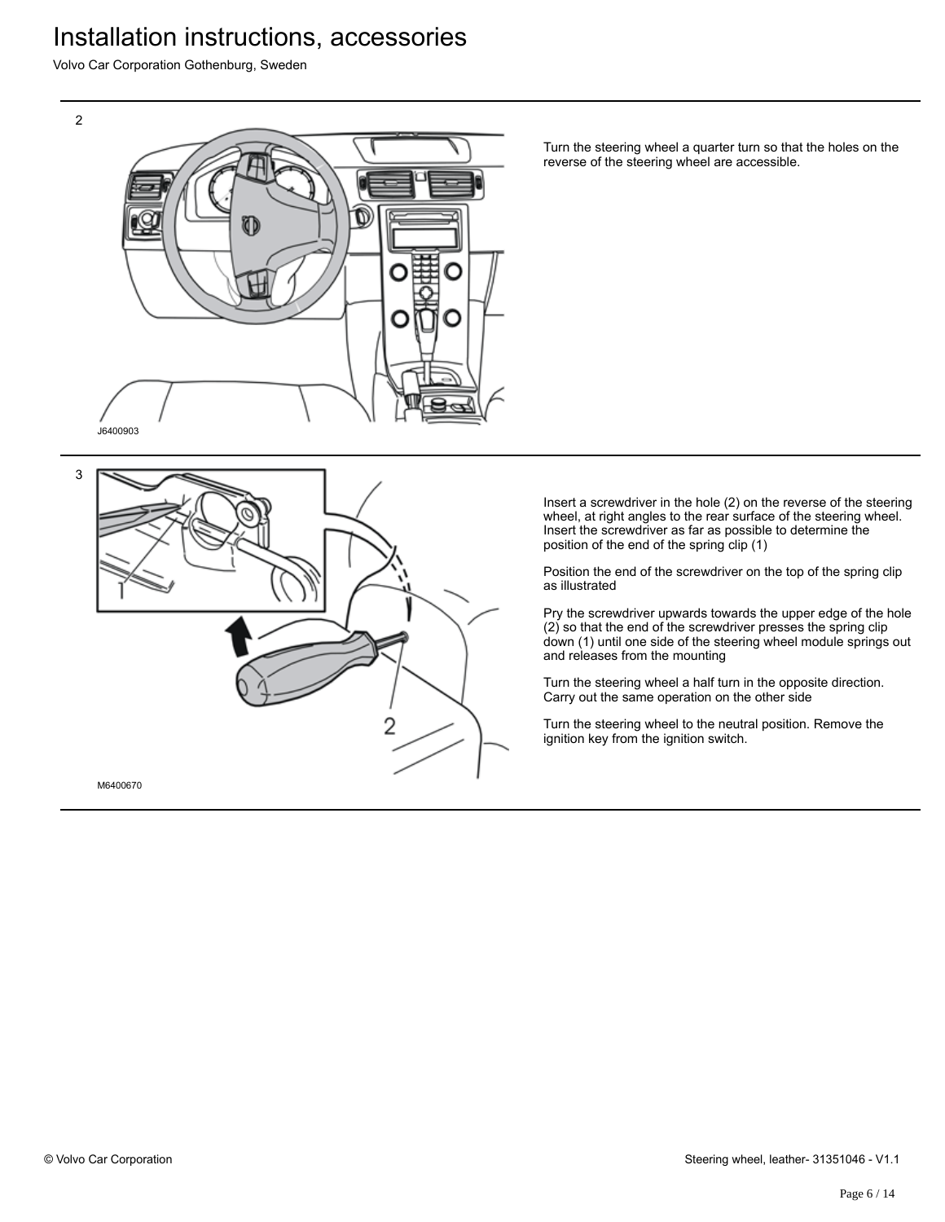2

J6400903

Turn the steering wheel a quarter turn so that the holes on the reverse of the steering wheel are accessible.

3

M6400670

Insert a screwdriver in the hole (2) on the reverse of the steering wheel, at right angles to the rear surface of the steering wheel. Insert the screwdriver as far as possible to determine the position of the end of the spring clip (1)

Position the end of the screwdriver on the top of the spring clip as illustrated

Pry the screwdriver upwards towards the upper edge of the hole (2) so that the end of the screwdriver presses the spring clip down (1) until one side of the steering wheel module springs out and releases from the mounting

Turn the steering wheel a half turn in the opposite direction. Carry out the same operation on the other side

Turn the steering wheel to the neutral position. Remove the ignition key from the ignition switch.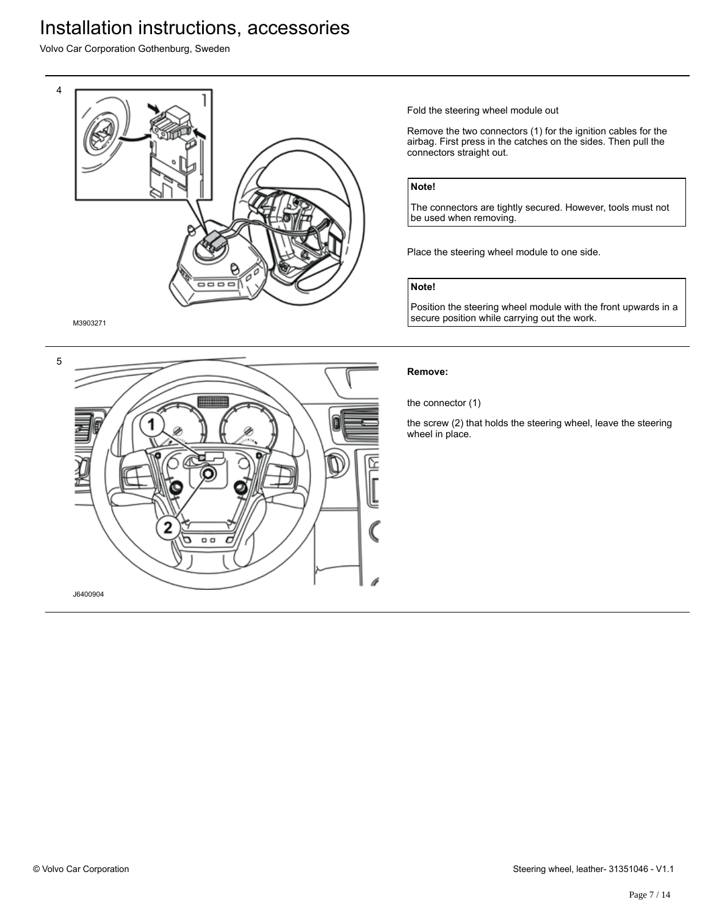4

M3903271

Fold the steering wheel module out

Remove the two connectors (1) for the ignition cables for the airbag. First press in the catches on the sides. Then pull the connectors straight out.

**Note!**

The connectors are tightly secured. However, tools must not be used when removing.

Place the steering wheel module to one side.

**Note!**

Position the steering wheel module with the front upwards in a secure position while carrying out the work.

---

5

J6400904

**Remove:**

the connector (1)

the screw (2) that holds the steering wheel, leave the steering wheel in place.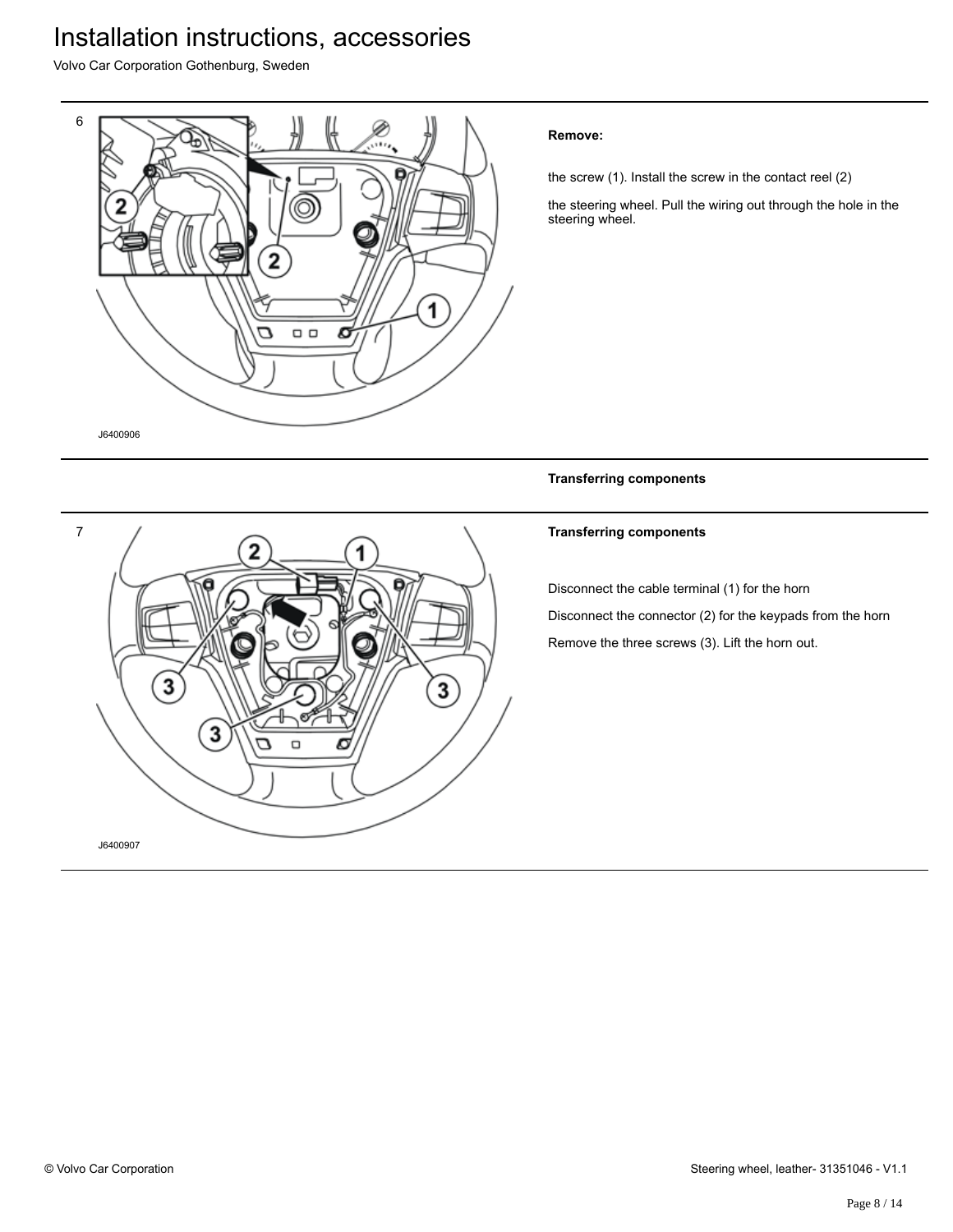6

J6400906

**Remove:**

the screw (1). Install the screw in the contact reel (2)

the steering wheel. Pull the wiring out through the hole in the steering wheel.

**Transferring components**

7

J6400907

**Transferring components**

Disconnect the cable terminal (1) for the horn

Disconnect the connector (2) for the keypads from the horn

Remove the three screws (3). Lift the horn out.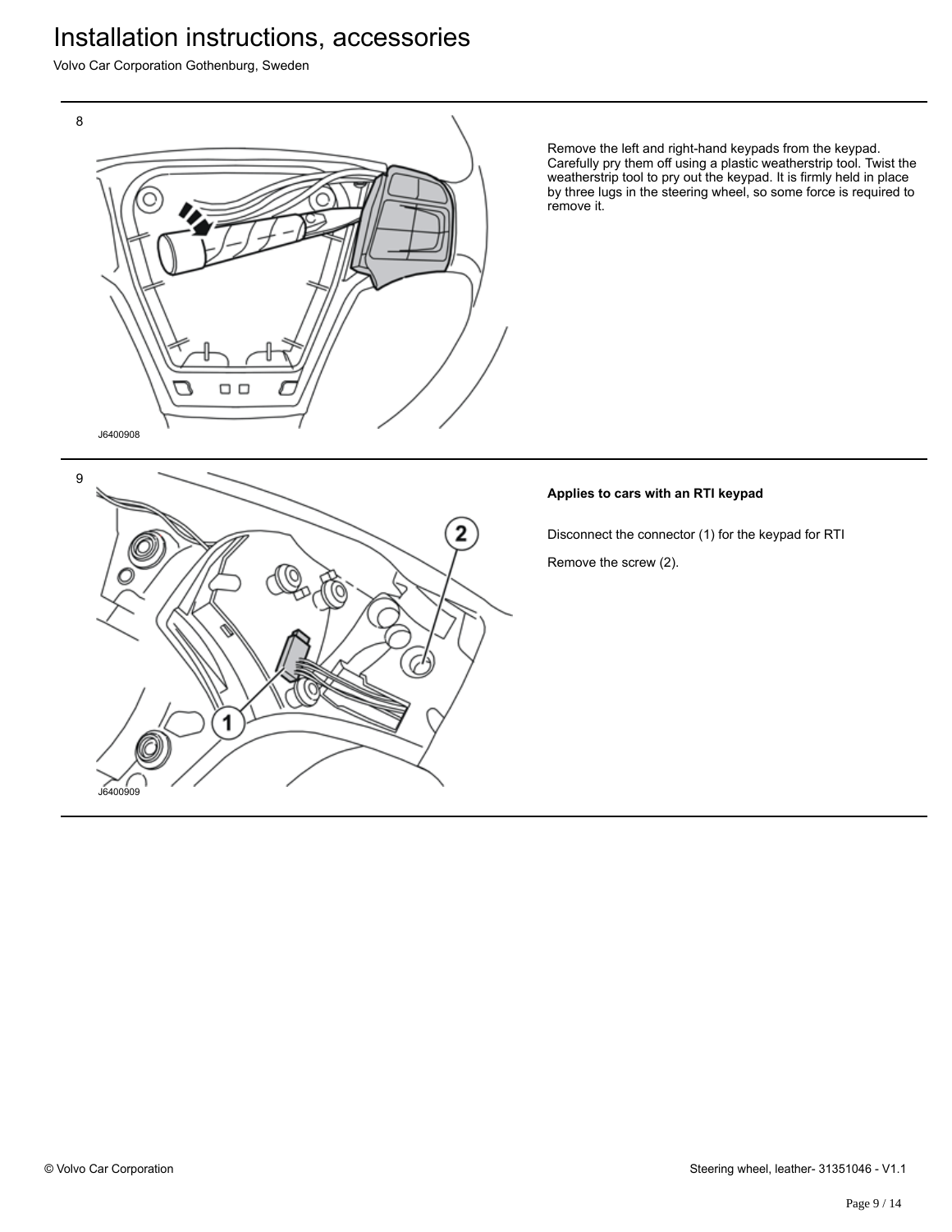8

J6400908

Remove the left and right-hand keypads from the keypad. Carefully pry them off using a plastic weatherstrip tool. Twist the weatherstrip tool to pry out the keypad. It is firmly held in place by three lugs in the steering wheel, so some force is required to remove it.

9

J6400909

**Applies to cars with an RTI keypad**

Disconnect the connector (1) for the keypad for RTI

Remove the screw (2).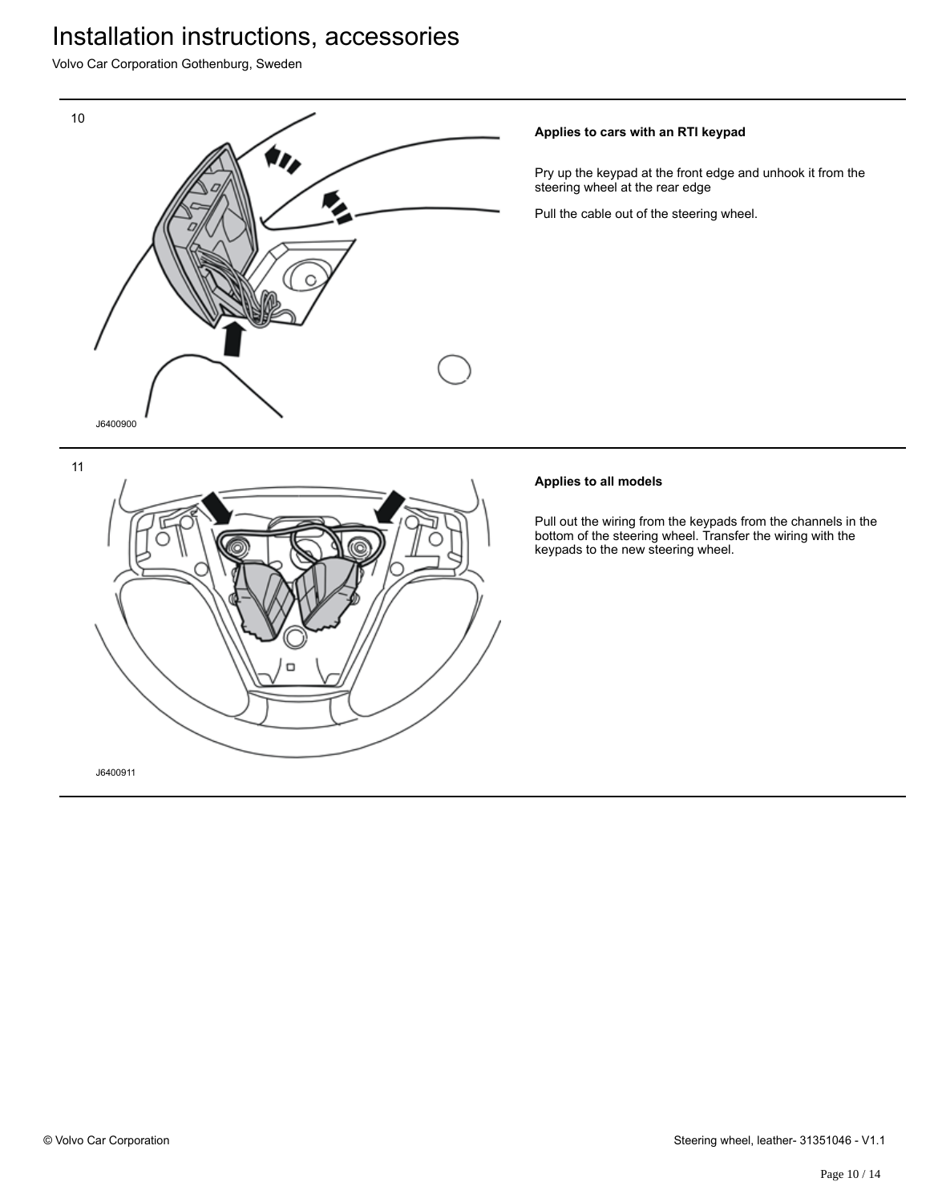10

J6400900

**Applies to cars with an RTI keypad**

Pry up the keypad at the front edge and unhook it from the steering wheel at the rear edge

Pull the cable out of the steering wheel.

11

J6400911

**Applies to all models**

Pull out the wiring from the keypads from the channels in the bottom of the steering wheel. Transfer the wiring with the keypads to the new steering wheel.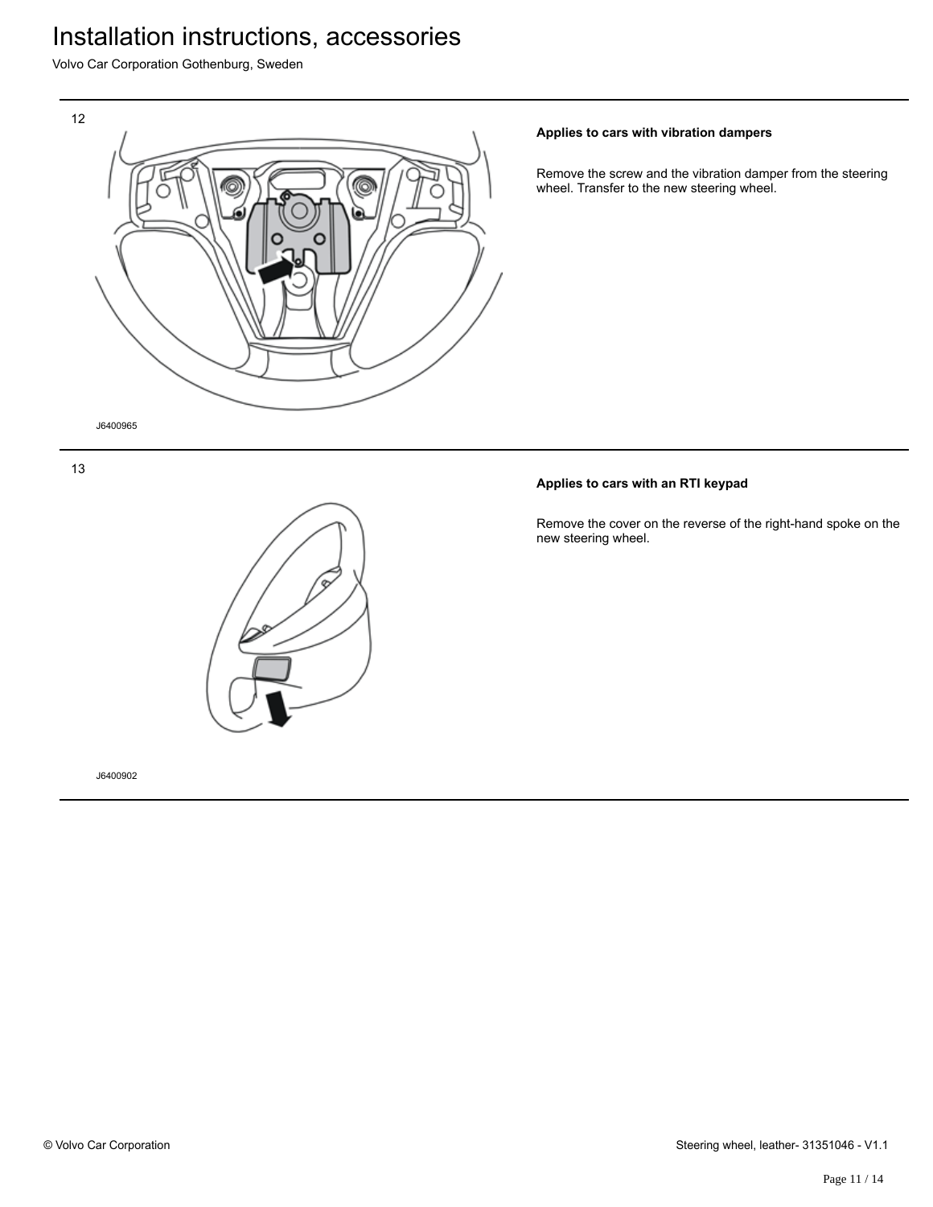12

J6400965

**Applies to cars with vibration dampers**

Remove the screw and the vibration damper from the steering wheel. Transfer to the new steering wheel.

13

J6400902

**Applies to cars with an RTI keypad**

Remove the cover on the reverse of the right-hand spoke on the new steering wheel.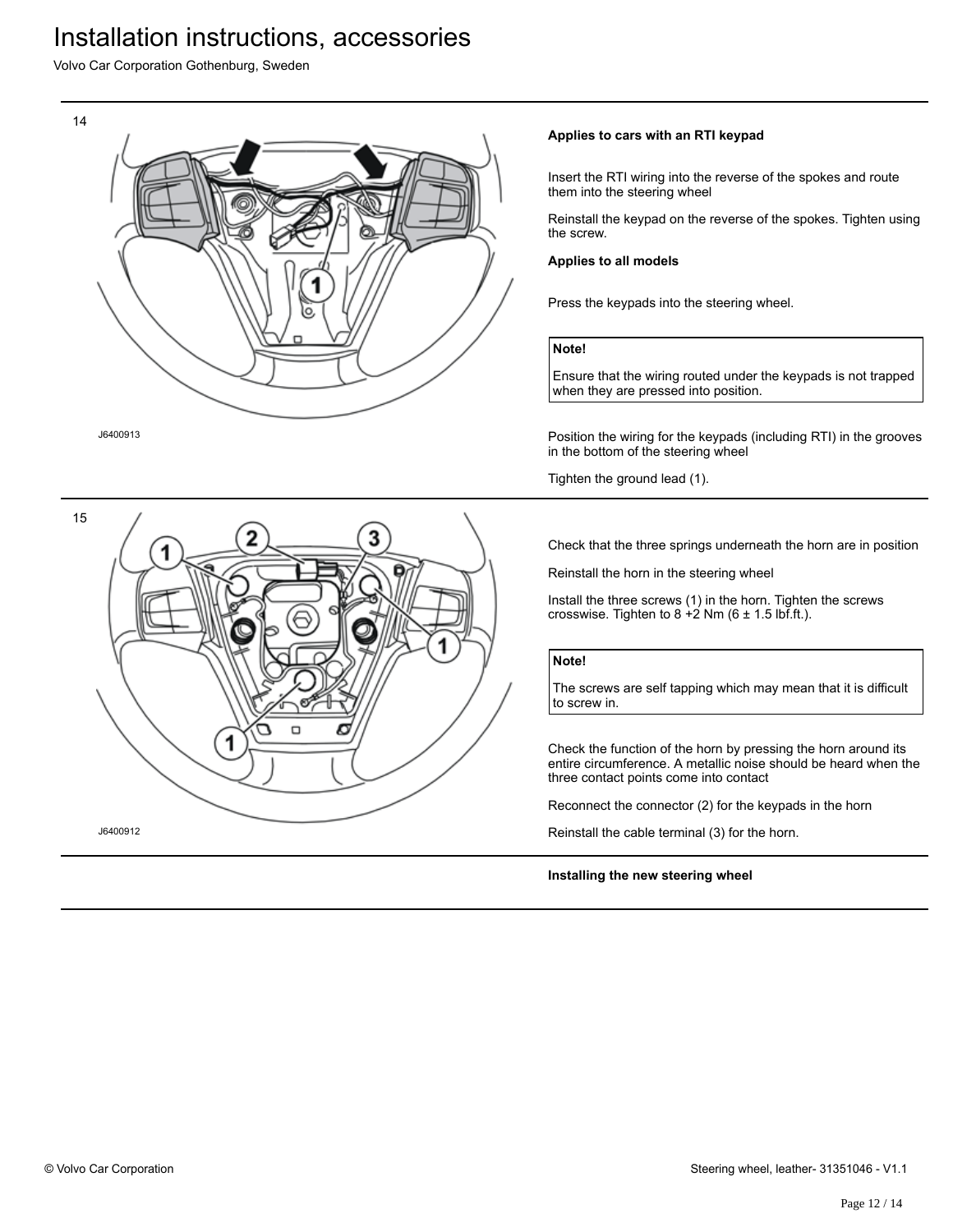14

J6400913

**Applies to cars with an RTI keypad**

Insert the RTI wiring into the reverse of the spokes and route them into the steering wheel

Reinstall the keypad on the reverse of the spokes. Tighten using the screw.

**Applies to all models**

Press the keypads into the steering wheel.

| **Note!** |
|---|
| Ensure that the wiring routed under the keypads is not trapped when they are pressed into position. |

Position the wiring for the keypads (including RTI) in the grooves in the bottom of the steering wheel

Tighten the ground lead (1).

15

J6400912

Check that the three springs underneath the horn are in position

Reinstall the horn in the steering wheel

Install the three screws (1) in the horn. Tighten the screws crosswise. Tighten to 8 +2 Nm (6 ± 1.5 lbf.ft.).

| **Note!** |
|---|
| The screws are self tapping which may mean that it is difficult to screw in. |

Check the function of the horn by pressing the horn around its entire circumference. A metallic noise should be heard when the three contact points come into contact

Reconnect the connector (2) for the keypads in the horn

Reinstall the cable terminal (3) for the horn.

**Installing the new steering wheel**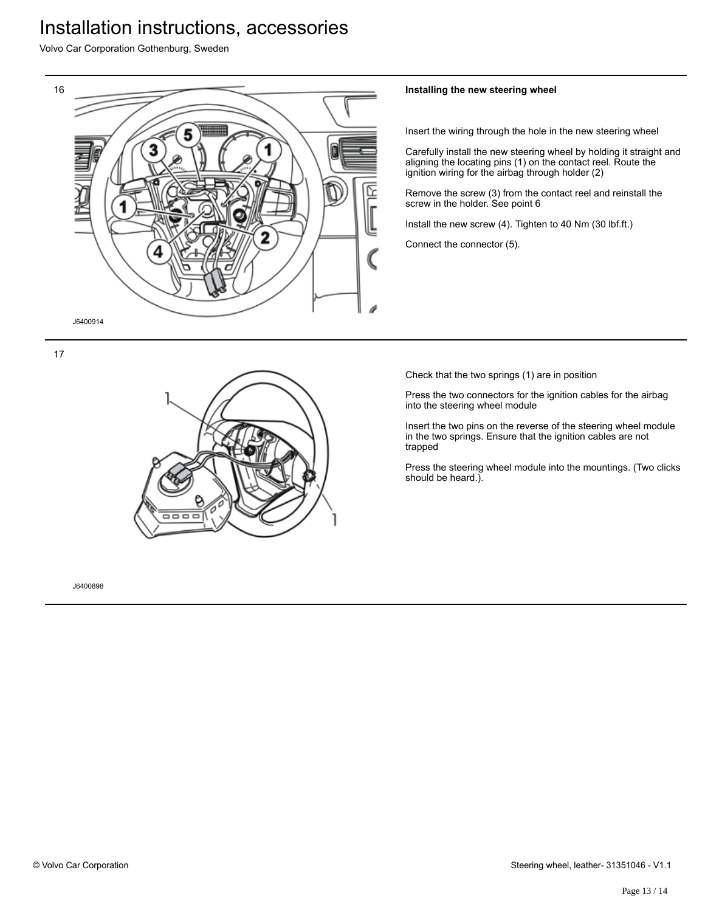16

J6400914

**Installing the new steering wheel**

Insert the wiring through the hole in the new steering wheel

Carefully install the new steering wheel by holding it straight and aligning the locating pins (1) on the contact reel. Route the ignition wiring for the airbag through holder (2)

Remove the screw (3) from the contact reel and reinstall the screw in the holder. See point 6

Install the new screw (4). Tighten to 40 Nm (30 lbf.ft.)

Connect the connector (5).

17

J6400898

Check that the two springs (1) are in position

Press the two connectors for the ignition cables for the airbag into the steering wheel module

Insert the two pins on the reverse of the steering wheel module in the two springs. Ensure that the ignition cables are not trapped

Press the steering wheel module into the mountings. (Two clicks should be heard.).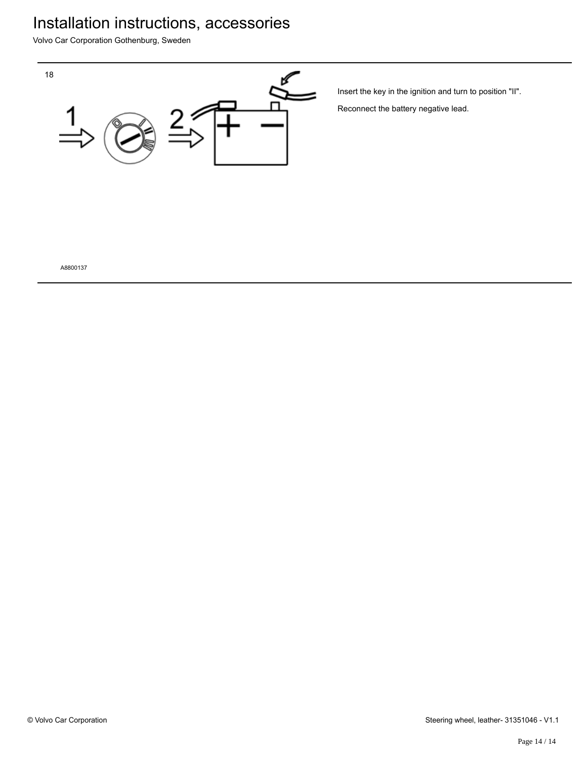18

Insert the key in the ignition and turn to position "II".

Reconnect the battery negative lead.

A8800137